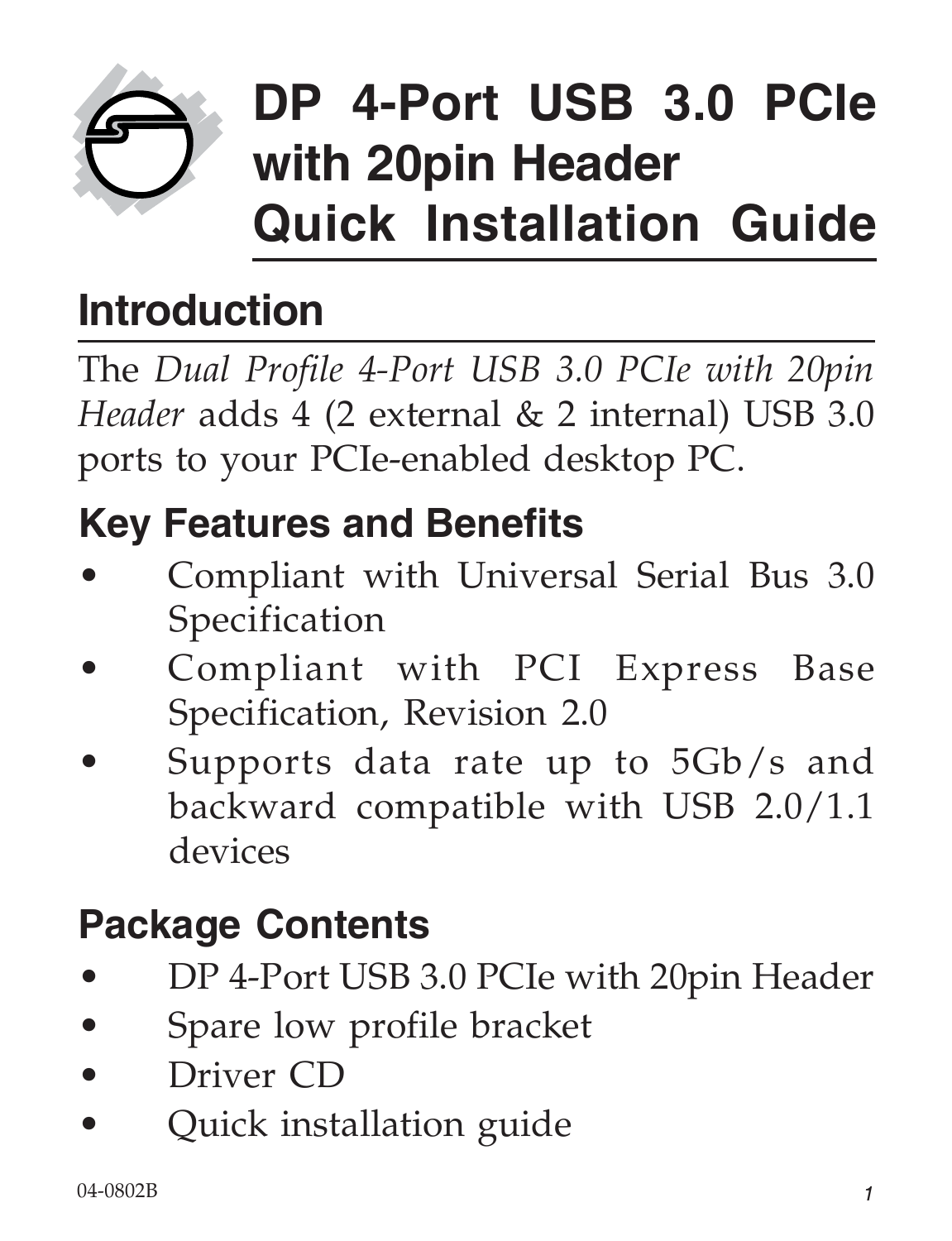# DP 4-Port USB 3.0 PCIe with 20pin Header Quick Installation Guide

## Introduction

The *Dual Profile 4-Port USB 3.0 PCIe with 20pin Header* adds 4 (2 external & 2 internal) USB 3.0 ports to your PCIe-enabled desktop PC.

## Key Features and Benefits

- Compliant with Universal Serial Bus 3.0 Specification
- Compliant with PCI Express Base Specification, Revision 2.0
- Supports data rate up to 5Gb/s and backward compatible with USB 2.0/1.1 devices

## Package Contents

- DP 4-Port USB 3.0 PCIe with 20pin Header
- Spare low profile bracket
- Driver CD
- Quick installation guide

04-0802B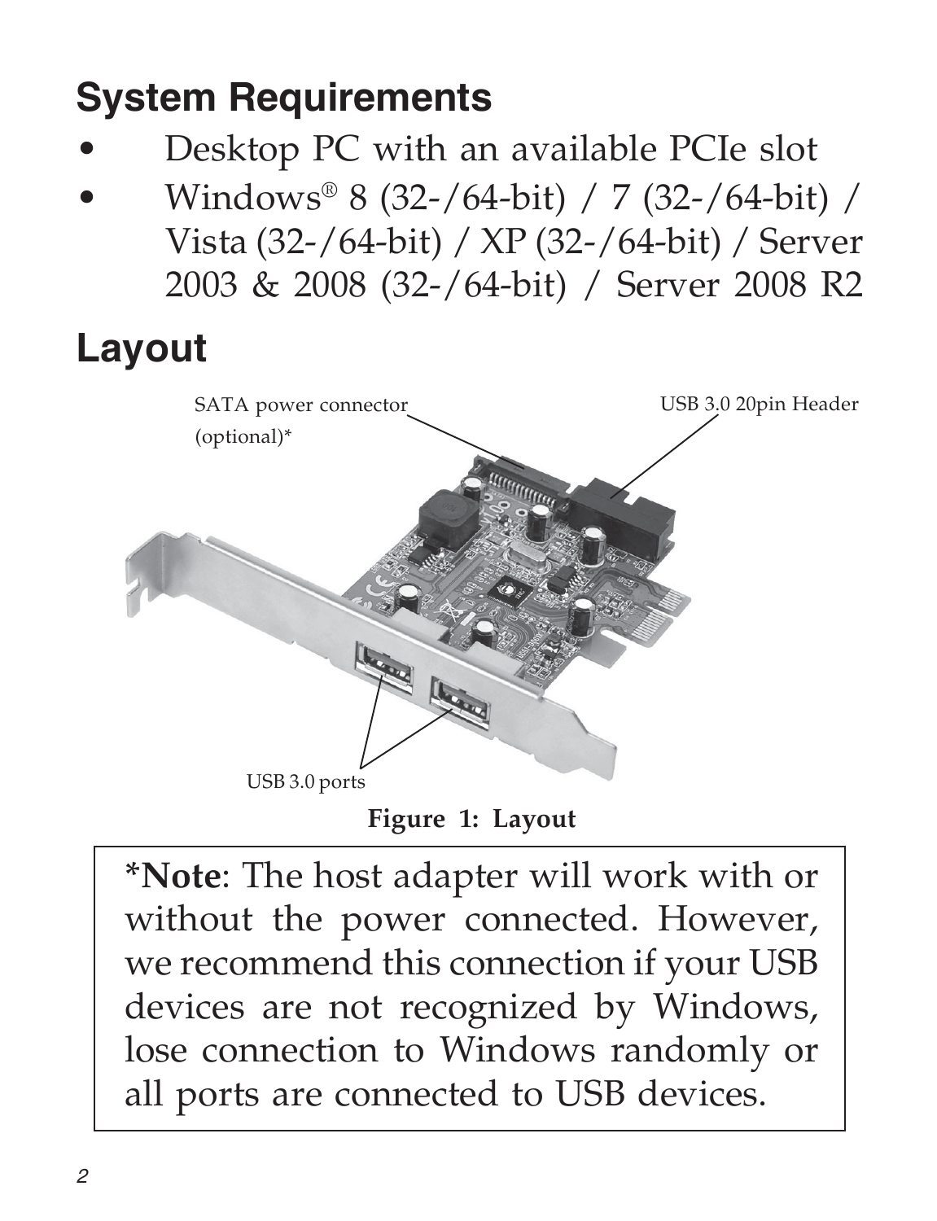## System Requirements

- Desktop PC with an available PCIe slot
- Windows® 8 (32-/64-bit) / 7 (32-/64-bit) / Vista (32-/64-bit) / XP (32-/64-bit) / Server 2003 & 2008 (32-/64-bit) / Server 2008 R2

## Layout

SATA power connector (optional)*

USB 3.0 20pin Header

USB 3.0 ports

**Figure 1: Layout**

***Note**: The host adapter will work with or without the power connected. However, we recommend this connection if your USB devices are not recognized by Windows, lose connection to Windows randomly or all ports are connected to USB devices.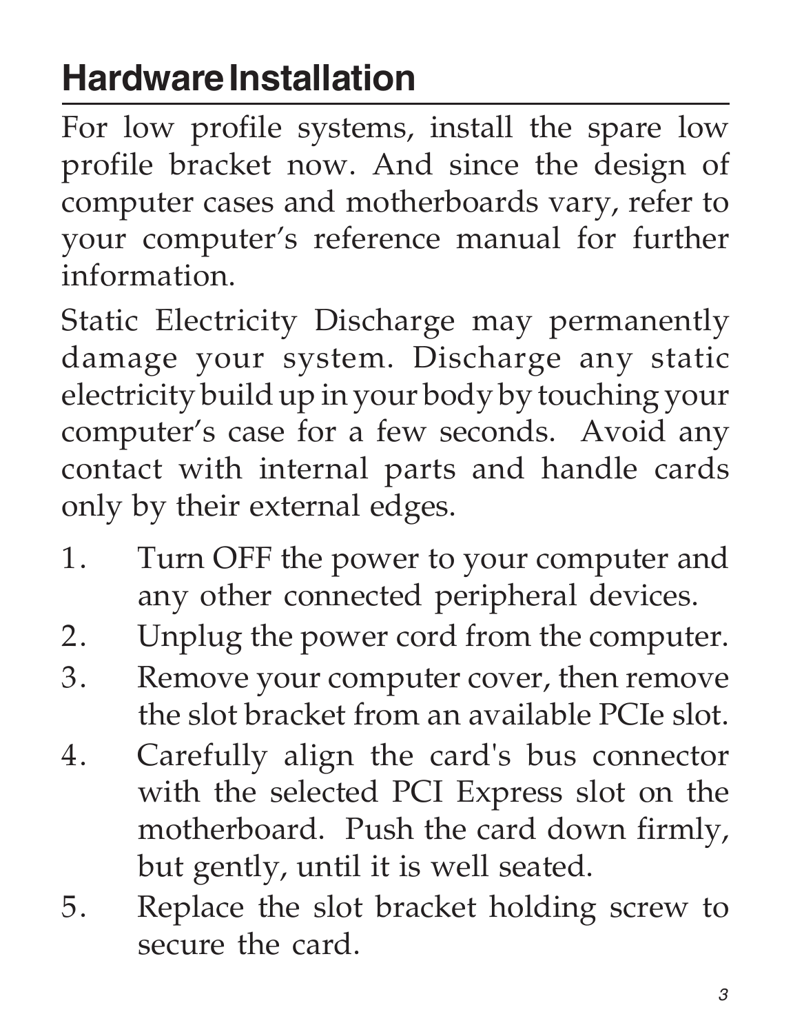## Hardware Installation

For low profile systems, install the spare low profile bracket now. And since the design of computer cases and motherboards vary, refer to your computer's reference manual for further information.

Static Electricity Discharge may permanently damage your system. Discharge any static electricity build up in your body by touching your computer's case for a few seconds. Avoid any contact with internal parts and handle cards only by their external edges.

1. Turn OFF the power to your computer and any other connected peripheral devices.
2. Unplug the power cord from the computer.
3. Remove your computer cover, then remove the slot bracket from an available PCIe slot.
4. Carefully align the card's bus connector with the selected PCI Express slot on the motherboard. Push the card down firmly, but gently, until it is well seated.
5. Replace the slot bracket holding screw to secure the card.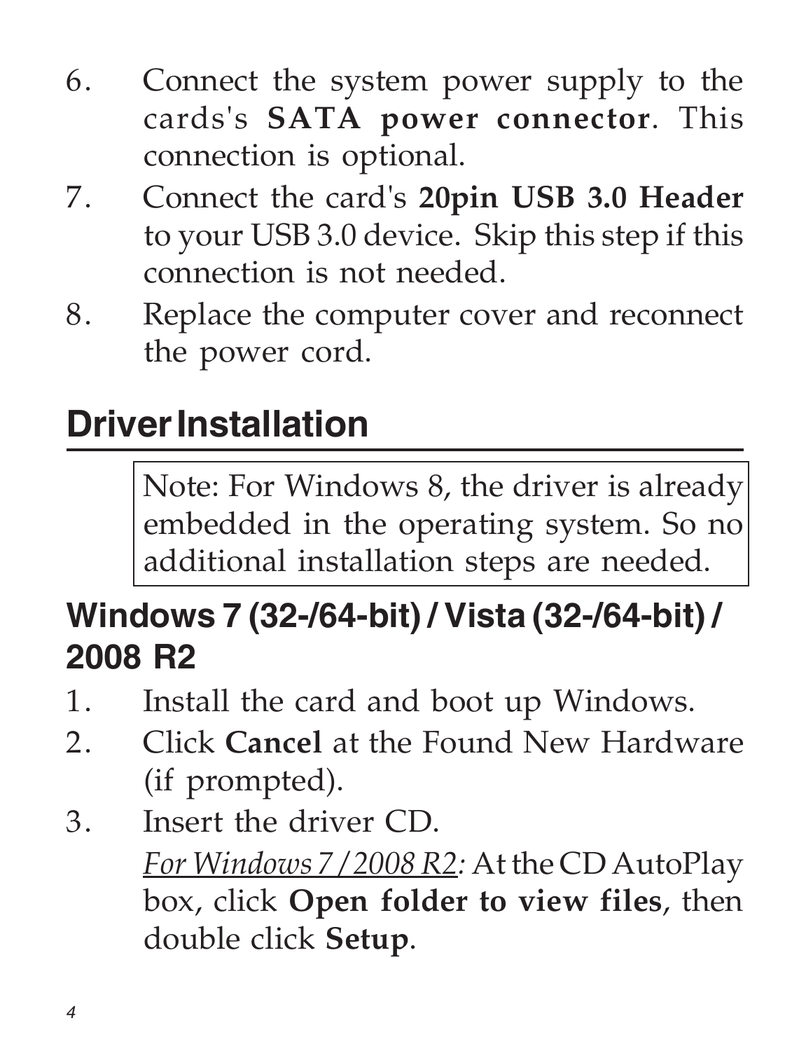6. Connect the system power supply to the cards's **SATA power connector**. This connection is optional.
7. Connect the card's **20pin USB 3.0 Header** to your USB 3.0 device. Skip this step if this connection is not needed.
8. Replace the computer cover and reconnect the power cord.

## Driver Installation

> Note: For Windows 8, the driver is already embedded in the operating system. So no additional installation steps are needed.

### Windows 7 (32-/64-bit) / Vista (32-/64-bit) / 2008 R2

1. Install the card and boot up Windows.
2. Click **Cancel** at the Found New Hardware (if prompted).
3. Insert the driver CD.

   *For Windows 7 / 2008 R2:* At the CD AutoPlay box, click **Open folder to view files**, then double click **Setup**.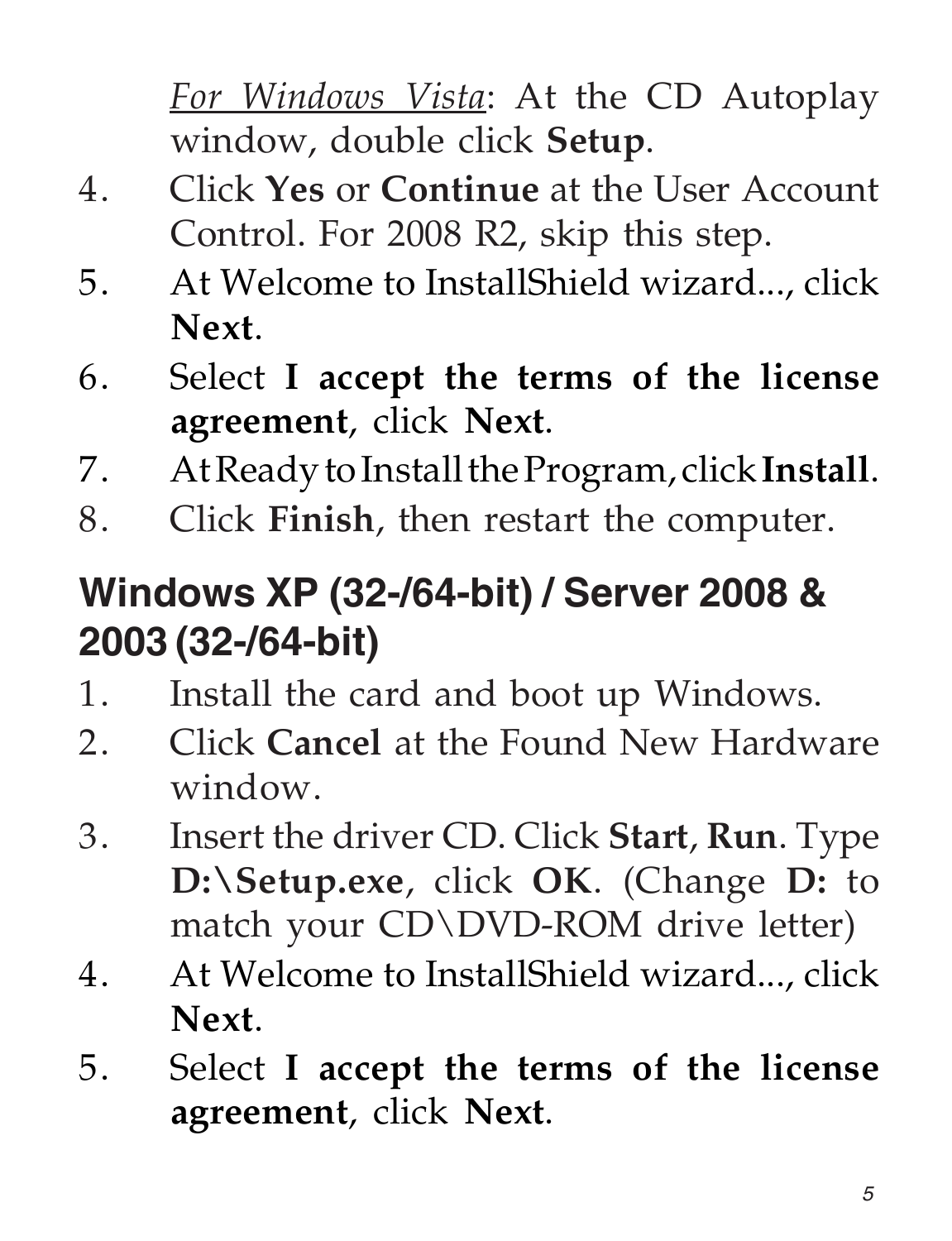*For Windows Vista*: At the CD Autoplay window, double click **Setup**.

4. Click **Yes** or **Continue** at the User Account Control. For 2008 R2, skip this step.
5. At Welcome to InstallShield wizard..., click **Next**.
6. Select **I accept the terms of the license agreement**, click **Next**.
7. At Ready to Install the Program, click **Install**.
8. Click **Finish**, then restart the computer.

## Windows XP (32-/64-bit) / Server 2008 & 2003 (32-/64-bit)

1. Install the card and boot up Windows.
2. Click **Cancel** at the Found New Hardware window.
3. Insert the driver CD. Click **Start**, **Run**. Type **D:\Setup.exe**, click **OK**. (Change **D:** to match your CD\DVD-ROM drive letter)
4. At Welcome to InstallShield wizard..., click **Next**.
5. Select **I accept the terms of the license agreement**, click **Next**.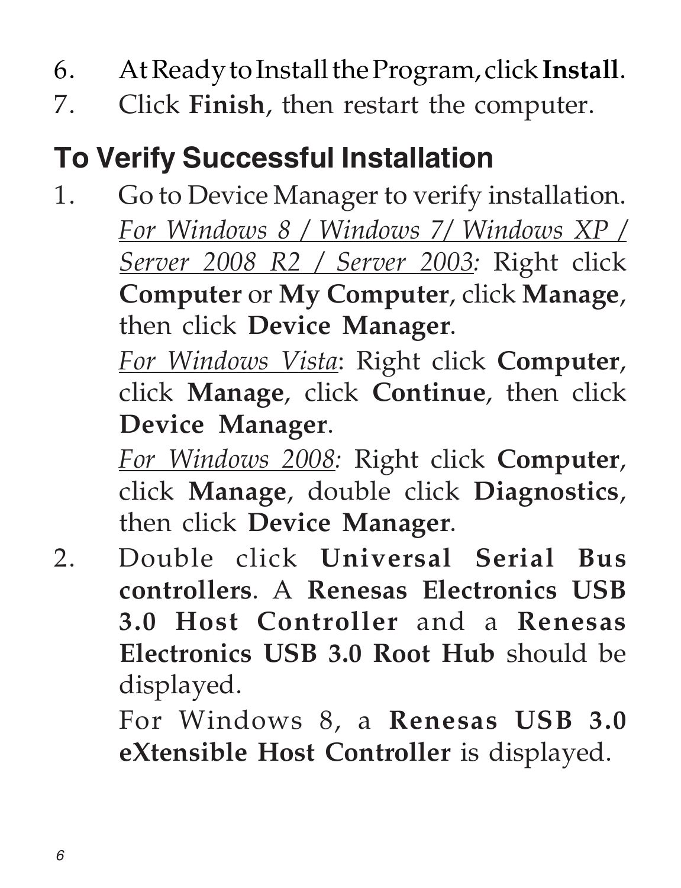6. At Ready to Install the Program, click **Install**.
7. Click **Finish**, then restart the computer.

## To Verify Successful Installation

1. Go to Device Manager to verify installation.

   <u>*For Windows 8 / Windows 7/ Windows XP / Server 2008 R2 / Server 2003:*</u> Right click **Computer** or **My Computer**, click **Manage**, then click **Device Manager**.

   <u>*For Windows Vista*</u>: Right click **Computer**, click **Manage**, click **Continue**, then click **Device Manager**.

   <u>*For Windows 2008:*</u> Right click **Computer**, click **Manage**, double click **Diagnostics**, then click **Device Manager**.

2. Double click **Universal Serial Bus controllers**. A **Renesas Electronics USB 3.0 Host Controller** and a **Renesas Electronics USB 3.0 Root Hub** should be displayed.

   For Windows 8, a **Renesas USB 3.0 eXtensible Host Controller** is displayed.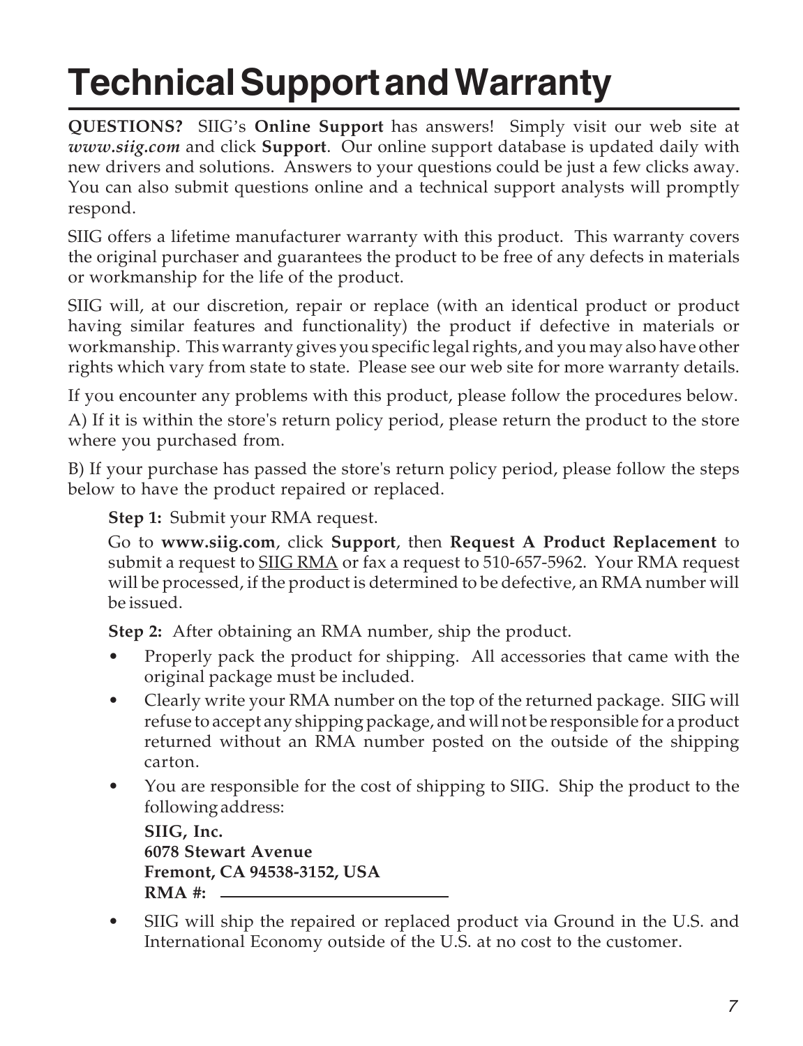# Technical Support and Warranty

**QUESTIONS?** SIIG's **Online Support** has answers! Simply visit our web site at ***www.siig.com*** and click **Support**. Our online support database is updated daily with new drivers and solutions. Answers to your questions could be just a few clicks away. You can also submit questions online and a technical support analysts will promptly respond.

SIIG offers a lifetime manufacturer warranty with this product. This warranty covers the original purchaser and guarantees the product to be free of any defects in materials or workmanship for the life of the product.

SIIG will, at our discretion, repair or replace (with an identical product or product having similar features and functionality) the product if defective in materials or workmanship. This warranty gives you specific legal rights, and you may also have other rights which vary from state to state. Please see our web site for more warranty details.

If you encounter any problems with this product, please follow the procedures below.

A) If it is within the store's return policy period, please return the product to the store where you purchased from.

B) If your purchase has passed the store's return policy period, please follow the steps below to have the product repaired or replaced.

**Step 1:** Submit your RMA request.

Go to **www.siig.com**, click **Support**, then **Request A Product Replacement** to submit a request to SIIG RMA or fax a request to 510-657-5962. Your RMA request will be processed, if the product is determined to be defective, an RMA number will be issued.

**Step 2:** After obtaining an RMA number, ship the product.

- Properly pack the product for shipping. All accessories that came with the original package must be included.
- Clearly write your RMA number on the top of the returned package. SIIG will refuse to accept any shipping package, and will not be responsible for a product returned without an RMA number posted on the outside of the shipping carton.
- You are responsible for the cost of shipping to SIIG. Ship the product to the following address:

  **SIIG, Inc.**
  **6078 Stewart Avenue**
  **Fremont, CA 94538-3152, USA**
  **RMA #:** ____________________

- SIIG will ship the repaired or replaced product via Ground in the U.S. and International Economy outside of the U.S. at no cost to the customer.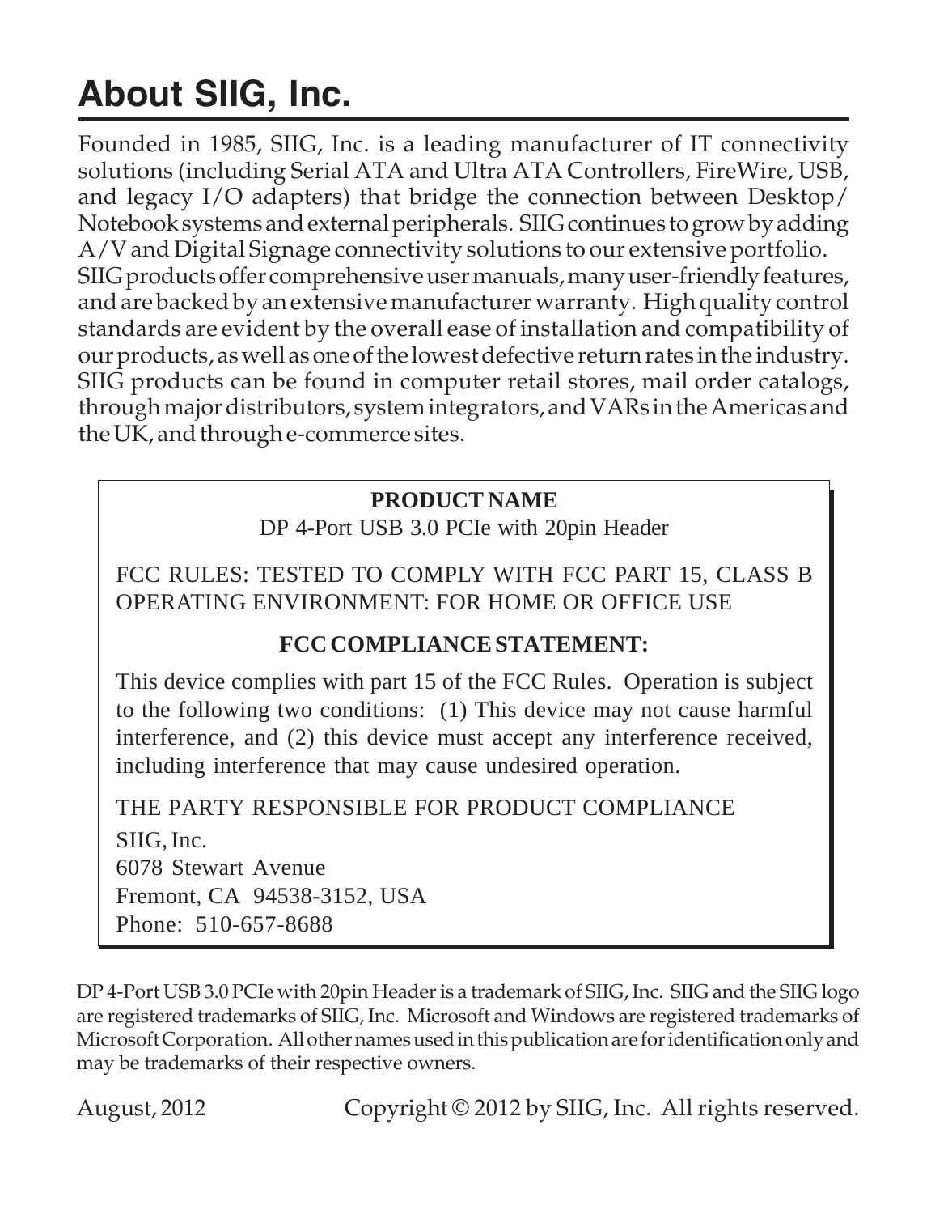# About SIIG, Inc.

Founded in 1985, SIIG, Inc. is a leading manufacturer of IT connectivity solutions (including Serial ATA and Ultra ATA Controllers, FireWire, USB, and legacy I/O adapters) that bridge the connection between Desktop/ Notebook systems and external peripherals. SIIG continues to grow by adding A/V and Digital Signage connectivity solutions to our extensive portfolio. SIIG products offer comprehensive user manuals, many user-friendly features, and are backed by an extensive manufacturer warranty. High quality control standards are evident by the overall ease of installation and compatibility of our products, as well as one of the lowest defective return rates in the industry. SIIG products can be found in computer retail stores, mail order catalogs, through major distributors, system integrators, and VARs in the Americas and the UK, and through e-commerce sites.

**PRODUCT NAME**

DP 4-Port USB 3.0 PCIe with 20pin Header

FCC RULES: TESTED TO COMPLY WITH FCC PART 15, CLASS B
OPERATING ENVIRONMENT: FOR HOME OR OFFICE USE

**FCC COMPLIANCE STATEMENT:**

This device complies with part 15 of the FCC Rules. Operation is subject to the following two conditions: (1) This device may not cause harmful interference, and (2) this device must accept any interference received, including interference that may cause undesired operation.

THE PARTY RESPONSIBLE FOR PRODUCT COMPLIANCE

SIIG, Inc.
6078 Stewart Avenue
Fremont, CA 94538-3152, USA
Phone: 510-657-8688

DP 4-Port USB 3.0 PCIe with 20pin Header is a trademark of SIIG, Inc. SIIG and the SIIG logo are registered trademarks of SIIG, Inc. Microsoft and Windows are registered trademarks of Microsoft Corporation. All other names used in this publication are for identification only and may be trademarks of their respective owners.

August, 2012 Copyright © 2012 by SIIG, Inc. All rights reserved.